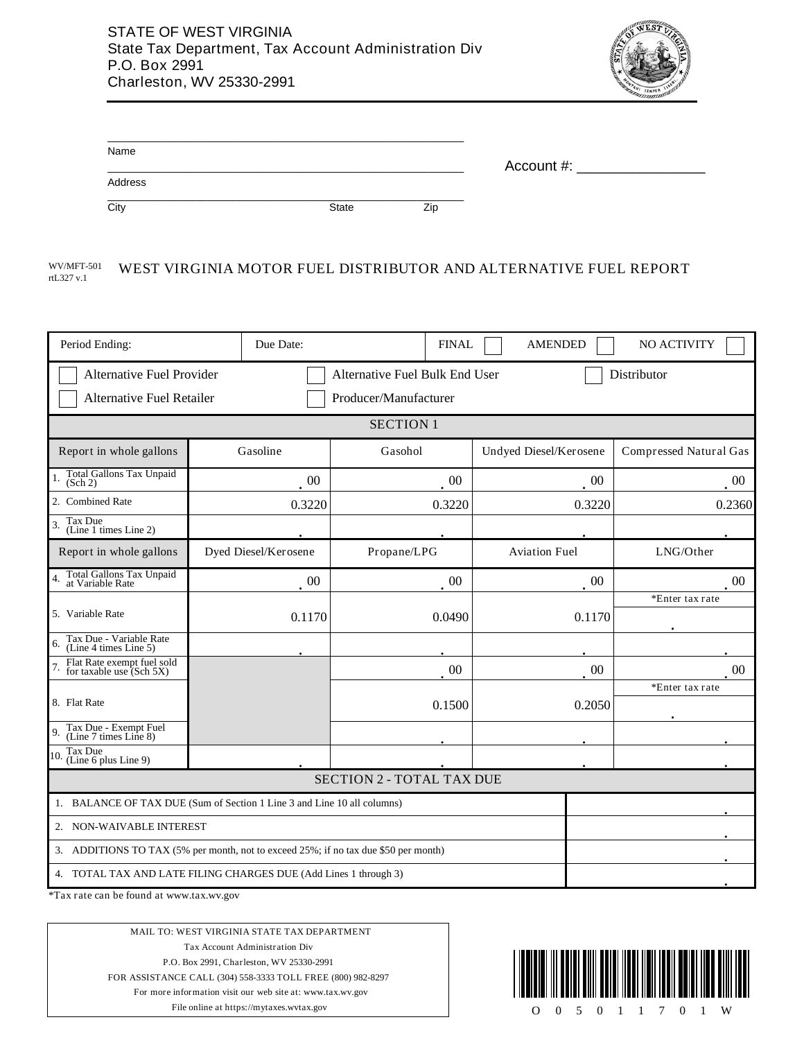STATE OF WEST VIRGINIA
State Tax Department, Tax Account Administration Div
P.O. Box 2991
Charleston, WV 25330-2991

Name ______________________________

Address ______________________________

City ______________ State ______ Zip ______

Account #: ________________

WV/MFT-501
rtL327 v.1

# WEST VIRGINIA MOTOR FUEL DISTRIBUTOR AND ALTERNATIVE FUEL REPORT

| Period Ending: | Due Date: | FINAL ☐ | AMENDED ☐ | NO ACTIVITY ☐ |
|---|---|---|---|---|

☐ Alternative Fuel Provider ☐ Alternative Fuel Bulk End User ☐ Distributor

☐ Alternative Fuel Retailer ☐ Producer/Manufacturer

## SECTION 1

| Report in whole gallons | Gasoline | Gasohol | Undyed Diesel/Kerosene | Compressed Natural Gas |
|---|---|---|---|---|
| 1. Total Gallons Tax Unpaid (Sch 2) | . 00 | . 00 | . 00 | . 00 |
| 2. Combined Rate | 0.3220 | 0.3220 | 0.3220 | 0.2360 |
| 3. Tax Due (Line 1 times Line 2) | . | . | . | . |
| **Report in whole gallons** | **Dyed Diesel/Kerosene** | **Propane/LPG** | **Aviation Fuel** | **LNG/Other** |
| 4. Total Gallons Tax Unpaid at Variable Rate | . 00 | . 00 | . 00 | . 00 |
| 5. Variable Rate | 0.1170 | 0.0490 | 0.1170 | *Enter tax rate . |
| 6. Tax Due - Variable Rate (Line 4 times Line 5) | . | . | . | . |
| 7. Flat Rate exempt fuel sold for taxable use (Sch 5X) | | . 00 | . 00 | . 00 |
| 8. Flat Rate | | 0.1500 | 0.2050 | *Enter tax rate . |
| 9. Tax Due - Exempt Fuel (Line 7 times Line 8) | | . | . | . |
| 10. Tax Due (Line 6 plus Line 9) | . | . | . | . |

## SECTION 2 - TOTAL TAX DUE

| | |
|---|---|
| 1. BALANCE OF TAX DUE (Sum of Section 1 Line 3 and Line 10 all columns) | . |
| 2. NON-WAIVABLE INTEREST | . |
| 3. ADDITIONS TO TAX (5% per month, not to exceed 25%; if no tax due $50 per month) | . |
| 4. TOTAL TAX AND LATE FILING CHARGES DUE (Add Lines 1 through 3) | . |

*Tax rate can be found at www.tax.wv.gov

MAIL TO: WEST VIRGINIA STATE TAX DEPARTMENT
Tax Account Administration Div
P.O. Box 2991, Charleston, WV 25330-2991
FOR ASSISTANCE CALL (304) 558-3333 TOLL FREE (800) 982-8297
For more information visit our web site at: www.tax.wv.gov
File online at https://mytaxes.wvtax.gov

O 0 5 0 1 1 7 0 1 W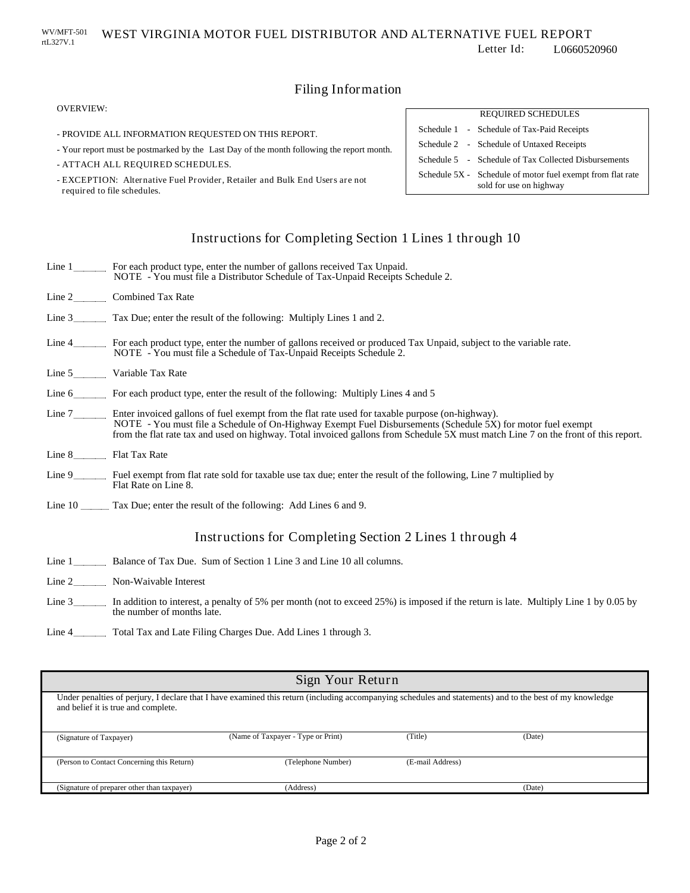WV/MFT-501
rtL327V.1

# WEST VIRGINIA MOTOR FUEL DISTRIBUTOR AND ALTERNATIVE FUEL REPORT

Letter Id: L0660520960

## Filing Information

OVERVIEW:

- PROVIDE ALL INFORMATION REQUESTED ON THIS REPORT.
- Your report must be postmarked by the Last Day of the month following the report month.
- ATTACH ALL REQUIRED SCHEDULES.
- EXCEPTION: Alternative Fuel Provider, Retailer and Bulk End Users are not required to file schedules.

| REQUIRED SCHEDULES | |
|---|---|
| Schedule 1 - | Schedule of Tax-Paid Receipts |
| Schedule 2 - | Schedule of Untaxed Receipts |
| Schedule 5 - | Schedule of Tax Collected Disbursements |
| Schedule 5X - | Schedule of motor fuel exempt from flat rate sold for use on highway |

## Instructions for Completing Section 1 Lines 1 through 10

Line 1 ........ For each product type, enter the number of gallons received Tax Unpaid.
NOTE - You must file a Distributor Schedule of Tax-Unpaid Receipts Schedule 2.

Line 2 ........ Combined Tax Rate

Line 3 ........ Tax Due; enter the result of the following: Multiply Lines 1 and 2.

Line 4 ........ For each product type, enter the number of gallons received or produced Tax Unpaid, subject to the variable rate.
NOTE - You must file a Schedule of Tax-Unpaid Receipts Schedule 2.

Line 5 ........ Variable Tax Rate

Line 6 ........ For each product type, enter the result of the following: Multiply Lines 4 and 5

Line 7 ........ Enter invoiced gallons of fuel exempt from the flat rate used for taxable purpose (on-highway).
NOTE - You must file a Schedule of On-Highway Exempt Fuel Disbursements (Schedule 5X) for motor fuel exempt from the flat rate tax and used on highway. Total invoiced gallons from Schedule 5X must match Line 7 on the front of this report.

Line 8 ........ Flat Tax Rate

Line 9 ........ Fuel exempt from flat rate sold for taxable use tax due; enter the result of the following, Line 7 multiplied by Flat Rate on Line 8.

Line 10 ........ Tax Due; enter the result of the following: Add Lines 6 and 9.

## Instructions for Completing Section 2 Lines 1 through 4

Line 1 ........ Balance of Tax Due. Sum of Section 1 Line 3 and Line 10 all columns.

Line 2 ........ Non-Waivable Interest

Line 3 ........ In addition to interest, a penalty of 5% per month (not to exceed 25%) is imposed if the return is late. Multiply Line 1 by 0.05 by the number of months late.

Line 4 ........ Total Tax and Late Filing Charges Due. Add Lines 1 through 3.

## Sign Your Return

Under penalties of perjury, I declare that I have examined this return (including accompanying schedules and statements) and to the best of my knowledge and belief it is true and complete.

| | | | |
|---|---|---|---|
| (Signature of Taxpayer) | (Name of Taxpayer - Type or Print) | (Title) | (Date) |
| (Person to Contact Concerning this Return) | (Telephone Number) | (E-mail Address) | |
| (Signature of preparer other than taxpayer) | (Address) | | (Date) |